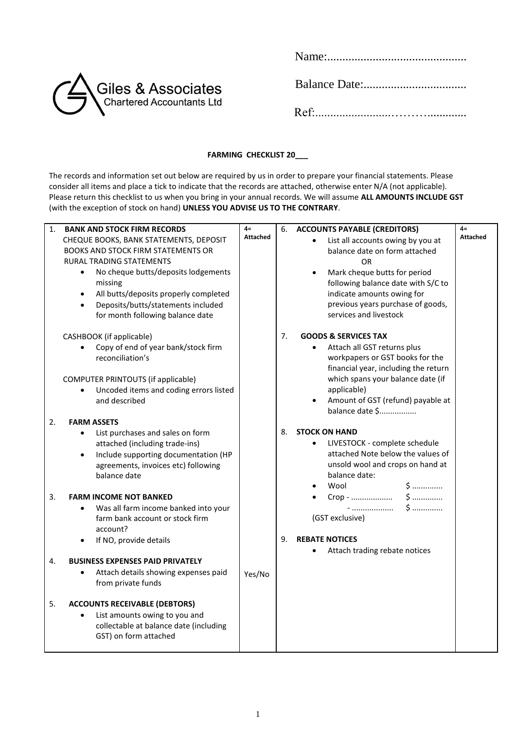Giles & Associates
Chartered Accountants Ltd

Name:..............................................

Balance Date:..................................

Ref:.........................………..............

**FARMING CHECKLIST 20___**

The records and information set out below are required by us in order to prepare your financial statements. Please consider all items and place a tick to indicate that the records are attached, otherwise enter N/A (not applicable). Please return this checklist to us when you bring in your annual records. We will assume **ALL AMOUNTS INCLUDE GST** (with the exception of stock on hand) **UNLESS YOU ADVISE US TO THE CONTRARY**.

| | 4= Attached | | 4= Attached |
|---|---|---|---|
| 1. **BANK AND STOCK FIRM RECORDS**<br>CHEQUE BOOKS, BANK STATEMENTS, DEPOSIT BOOKS AND STOCK FIRM STATEMENTS OR RURAL TRADING STATEMENTS<br>• No cheque butts/deposits lodgements missing<br>• All butts/deposits properly completed<br>• Deposits/butts/statements included for month following balance date<br><br>CASHBOOK (if applicable)<br>• Copy of end of year bank/stock firm reconciliation's<br><br>COMPUTER PRINTOUTS (if applicable)<br>• Uncoded items and coding errors listed and described | | 6. **ACCOUNTS PAYABLE (CREDITORS)**<br>• List all accounts owing by you at balance date on form attached<br>OR<br>• Mark cheque butts for period following balance date with S/C to indicate amounts owing for previous years purchase of goods, services and livestock | |
| 2. **FARM ASSETS**<br>• List purchases and sales on form attached (including trade-ins)<br>• Include supporting documentation (HP agreements, invoices etc) following balance date | | 7. **GOODS & SERVICES TAX**<br>• Attach all GST returns plus workpapers or GST books for the financial year, including the return which spans your balance date (if applicable)<br>• Amount of GST (refund) payable at balance date $................. | |
| 3. **FARM INCOME NOT BANKED**<br>• Was all farm income banked into your farm bank account or stock firm account?<br>• If NO, provide details | Yes/No | 8. **STOCK ON HAND**<br>• LIVESTOCK - complete schedule attached Note below the values of unsold wool and crops on hand at balance date:<br>• Wool $ .............<br>• Crop - ................... $ .............<br>- ................... $ .............<br>(GST exclusive) | |
| 4. **BUSINESS EXPENSES PAID PRIVATELY**<br>• Attach details showing expenses paid from private funds | | 9. **REBATE NOTICES**<br>• Attach trading rebate notices | |
| 5. **ACCOUNTS RECEIVABLE (DEBTORS)**<br>• List amounts owing to you and collectable at balance date (including GST) on form attached | | | |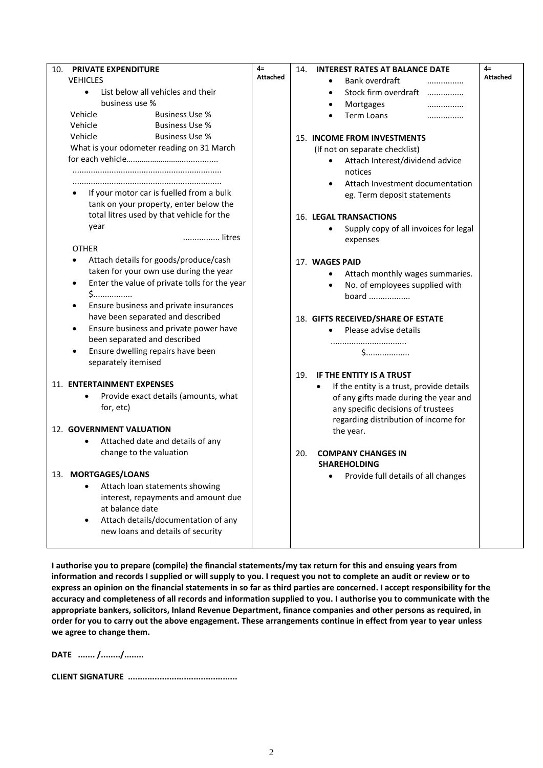| 10. **PRIVATE EXPENDITURE** | 4= Attached | 14. **INTEREST RATES AT BALANCE DATE** | 4= Attached |
|---|---|---|---|
| VEHICLES<br>• List below all vehicles and their business use %<br>Vehicle Business Use %<br>Vehicle Business Use %<br>Vehicle Business Use %<br>What is your odometer reading on 31 March for each vehicle……………………..............<br>...............................................................<br>...............................................................<br>• If your motor car is fuelled from a bulk tank on your property, enter below the total litres used by that vehicle for the year<br>............... litres<br>OTHER<br>• Attach details for goods/produce/cash taken for your own use during the year<br>• Enter the value of private tolls for the year $................<br>• Ensure business and private insurances have been separated and described<br>• Ensure business and private power have been separated and described<br>• Ensure dwelling repairs have been separately itemised<br><br>11. **ENTERTAINMENT EXPENSES**<br>• Provide exact details (amounts, what for, etc)<br><br>12. **GOVERNMENT VALUATION**<br>• Attached date and details of any change to the valuation<br><br>13. **MORTGAGES/LOANS**<br>• Attach loan statements showing interest, repayments and amount due at balance date<br>• Attach details/documentation of any new loans and details of security | | • Bank overdraft ...............<br>• Stock firm overdraft ...............<br>• Mortgages ...............<br>• Term Loans ...............<br><br>15. **INCOME FROM INVESTMENTS**<br>(If not on separate checklist)<br>• Attach Interest/dividend advice notices<br>• Attach Investment documentation eg. Term deposit statements<br><br>16. **LEGAL TRANSACTIONS**<br>• Supply copy of all invoices for legal expenses<br><br>17. **WAGES PAID**<br>• Attach monthly wages summaries.<br>• No. of employees supplied with board .................<br><br>18. **GIFTS RECEIVED/SHARE OF ESTATE**<br>• Please advise details<br>................................<br>$..................<br><br>19. **IF THE ENTITY IS A TRUST**<br>• If the entity is a trust, provide details of any gifts made during the year and any specific decisions of trustees regarding distribution of income for the year.<br><br>20. **COMPANY CHANGES IN SHAREHOLDING**<br>• Provide full details of all changes | |

**I authorise you to prepare (compile) the financial statements/my tax return for this and ensuing years from information and records I supplied or will supply to you. I request you not to complete an audit or review or to express an opinion on the financial statements in so far as third parties are concerned. I accept responsibility for the accuracy and completeness of all records and information supplied to you. I authorise you to communicate with the appropriate bankers, solicitors, Inland Revenue Department, finance companies and other persons as required, in order for you to carry out the above engagement. These arrangements continue in effect from year to year unless we agree to change them.**

**DATE ....... /......../........**

**CLIENT SIGNATURE ............................................**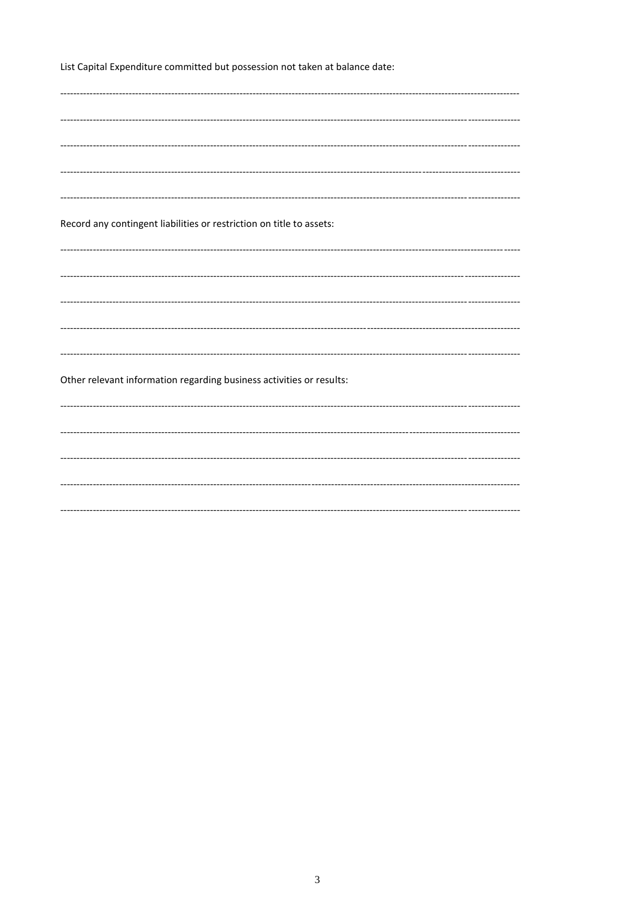List Capital Expenditure committed but possession not taken at balance date:

----------------------------------------------------------------------------------------------------------------------------------------------------

----------------------------------------------------------------------------------------------------------------------------------------------------

----------------------------------------------------------------------------------------------------------------------------------------------------

----------------------------------------------------------------------------------------------------------------------------------------------------

----------------------------------------------------------------------------------------------------------------------------------------------------

Record any contingent liabilities or restriction on title to assets:

----------------------------------------------------------------------------------------------------------------------------------------------------

----------------------------------------------------------------------------------------------------------------------------------------------------

----------------------------------------------------------------------------------------------------------------------------------------------------

----------------------------------------------------------------------------------------------------------------------------------------------------

----------------------------------------------------------------------------------------------------------------------------------------------------

Other relevant information regarding business activities or results:

----------------------------------------------------------------------------------------------------------------------------------------------------

----------------------------------------------------------------------------------------------------------------------------------------------------

----------------------------------------------------------------------------------------------------------------------------------------------------

----------------------------------------------------------------------------------------------------------------------------------------------------

----------------------------------------------------------------------------------------------------------------------------------------------------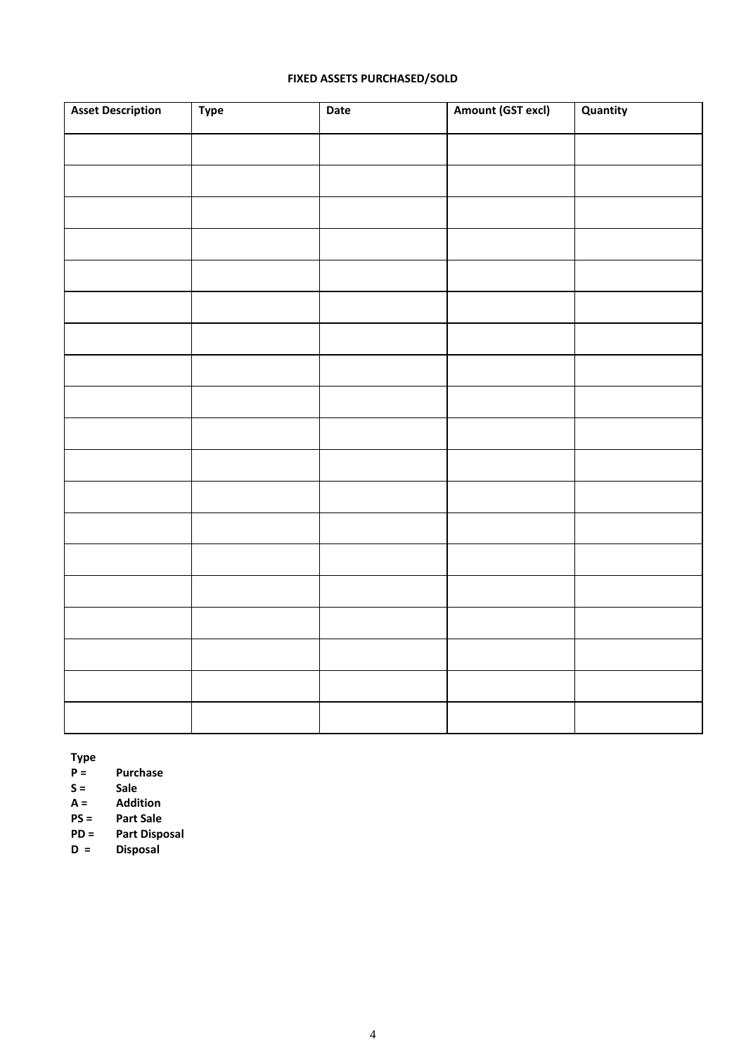**FIXED ASSETS PURCHASED/SOLD**

| Asset Description | Type | Date | Amount (GST excl) | Quantity |
|---|---|---|---|---|
| | | | | |
| | | | | |
| | | | | |
| | | | | |
| | | | | |
| | | | | |
| | | | | |
| | | | | |
| | | | | |
| | | | | |
| | | | | |
| | | | | |
| | | | | |
| | | | | |
| | | | | |
| | | | | |
| | | | | |
| | | | | |
| | | | | |

**Type**

**P =** **Purchase**
**S =** **Sale**
**A =** **Addition**
**PS =** **Part Sale**
**PD =** **Part Disposal**
**D =** **Disposal**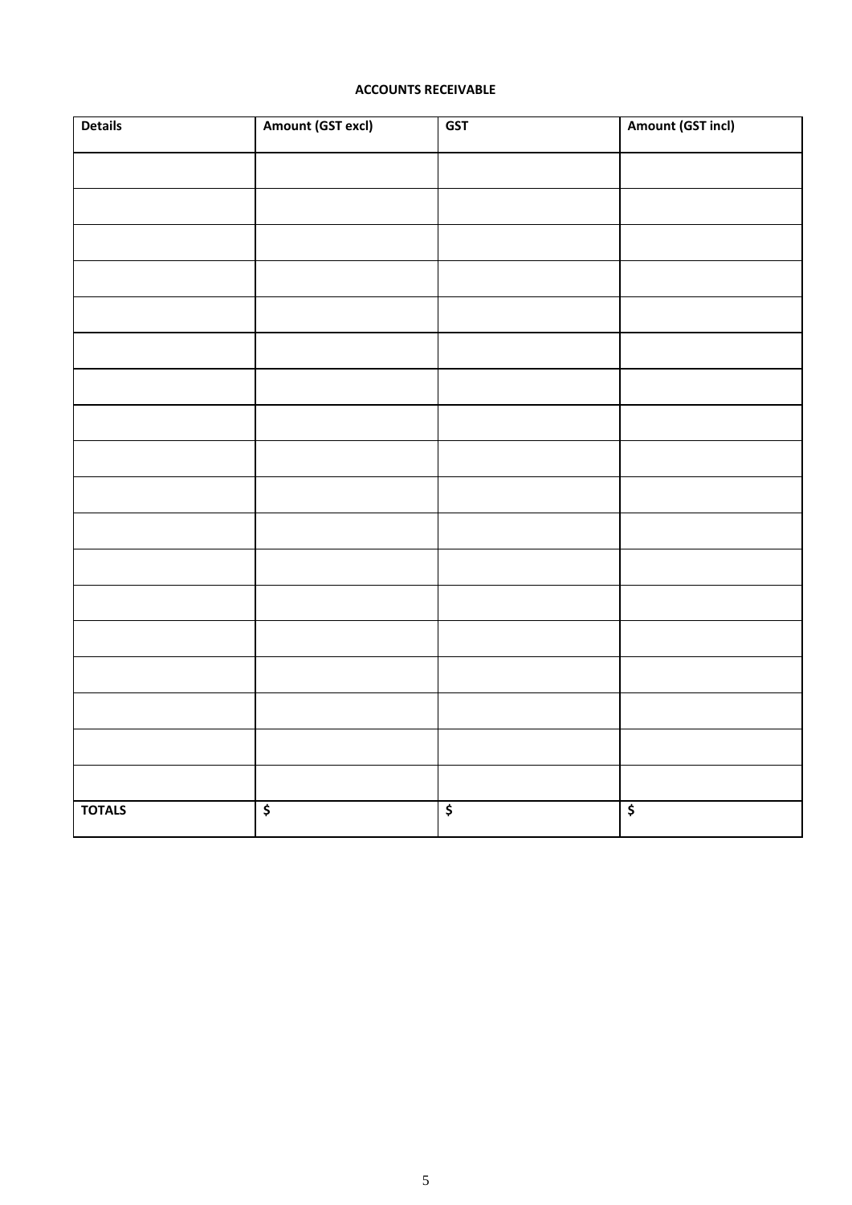**ACCOUNTS RECEIVABLE**

| Details | Amount (GST excl) | GST | Amount (GST incl) |
|---|---|---|---|
| | | | |
| | | | |
| | | | |
| | | | |
| | | | |
| | | | |
| | | | |
| | | | |
| | | | |
| | | | |
| | | | |
| | | | |
| | | | |
| | | | |
| | | | |
| | | | |
| | | | |
| | | | |
| **TOTALS** | **$** | **$** | **$** |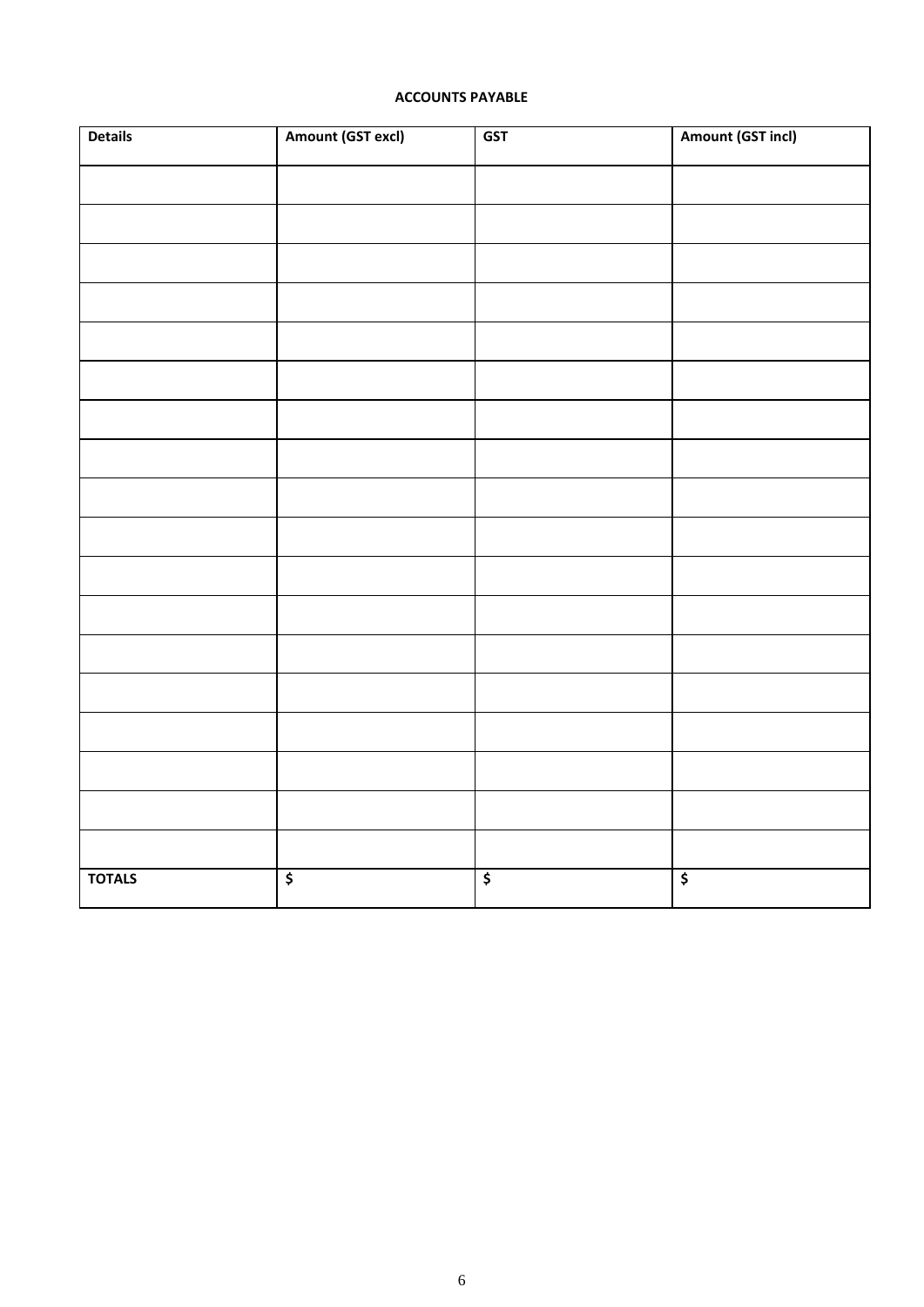**ACCOUNTS PAYABLE**

| Details | Amount (GST excl) | GST | Amount (GST incl) |
|---|---|---|---|
| | | | |
| | | | |
| | | | |
| | | | |
| | | | |
| | | | |
| | | | |
| | | | |
| | | | |
| | | | |
| | | | |
| | | | |
| | | | |
| | | | |
| | | | |
| | | | |
| | | | |
| | | | |
| **TOTALS** | **$** | **$** | **$** |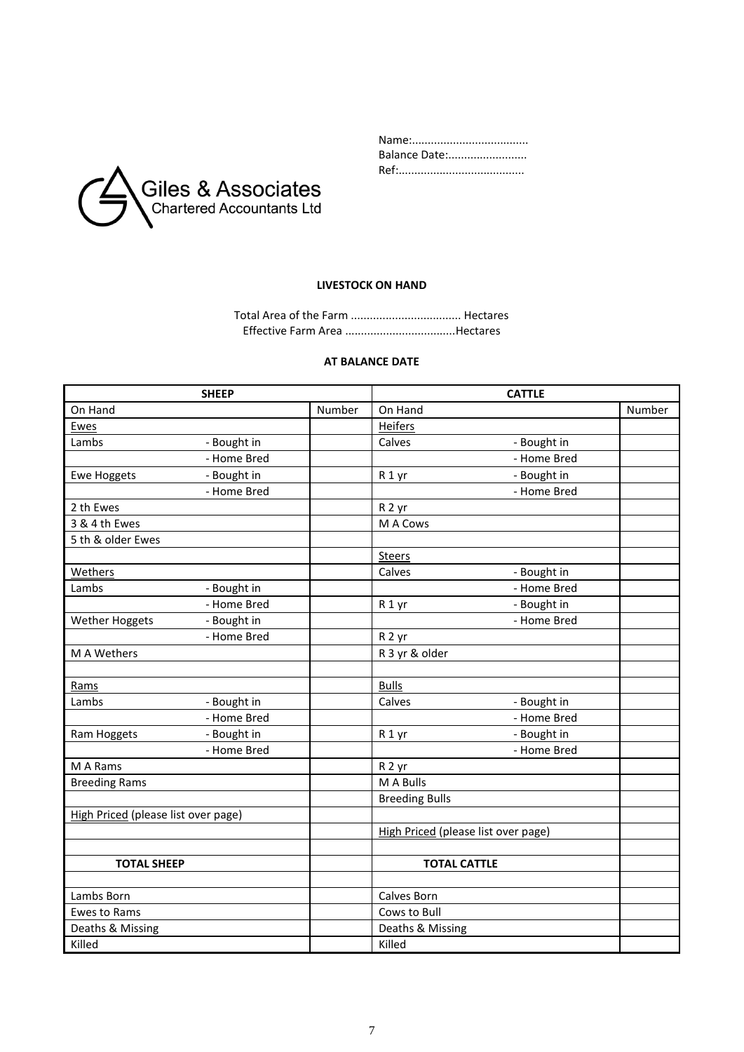Name:.....................................
Balance Date:.........................
Ref:........................................

Giles & Associates
Chartered Accountants Ltd

**LIVESTOCK ON HAND**

Total Area of the Farm ................................... Hectares
Effective Farm Area ...................................Hectares

**AT BALANCE DATE**

| **SHEEP** | | | **CATTLE** | | |
|---|---|---|---|---|---|
| On Hand | | Number | On Hand | | Number |
| Ewes | | | Heifers | | |
| Lambs | - Bought in | | Calves | - Bought in | |
| | - Home Bred | | | - Home Bred | |
| Ewe Hoggets | - Bought in | | R 1 yr | - Bought in | |
| | - Home Bred | | | - Home Bred | |
| 2 th Ewes | | | R 2 yr | | |
| 3 & 4 th Ewes | | | M A Cows | | |
| 5 th & older Ewes | | | | | |
| | | | Steers | | |
| Wethers | | | Calves | - Bought in | |
| Lambs | - Bought in | | | - Home Bred | |
| | - Home Bred | | R 1 yr | - Bought in | |
| Wether Hoggets | - Bought in | | | - Home Bred | |
| | - Home Bred | | R 2 yr | | |
| M A Wethers | | | R 3 yr & older | | |
| | | | | | |
| Rams | | | Bulls | | |
| Lambs | - Bought in | | Calves | - Bought in | |
| | - Home Bred | | | - Home Bred | |
| Ram Hoggets | - Bought in | | R 1 yr | - Bought in | |
| | - Home Bred | | | - Home Bred | |
| M A Rams | | | R 2 yr | | |
| Breeding Rams | | | M A Bulls | | |
| | | | Breeding Bulls | | |
| High Priced (please list over page) | | | | | |
| | | | High Priced (please list over page) | | |
| | | | | | |
| **TOTAL SHEEP** | | | **TOTAL CATTLE** | | |
| | | | | | |
| Lambs Born | | | Calves Born | | |
| Ewes to Rams | | | Cows to Bull | | |
| Deaths & Missing | | | Deaths & Missing | | |
| Killed | | | Killed | | |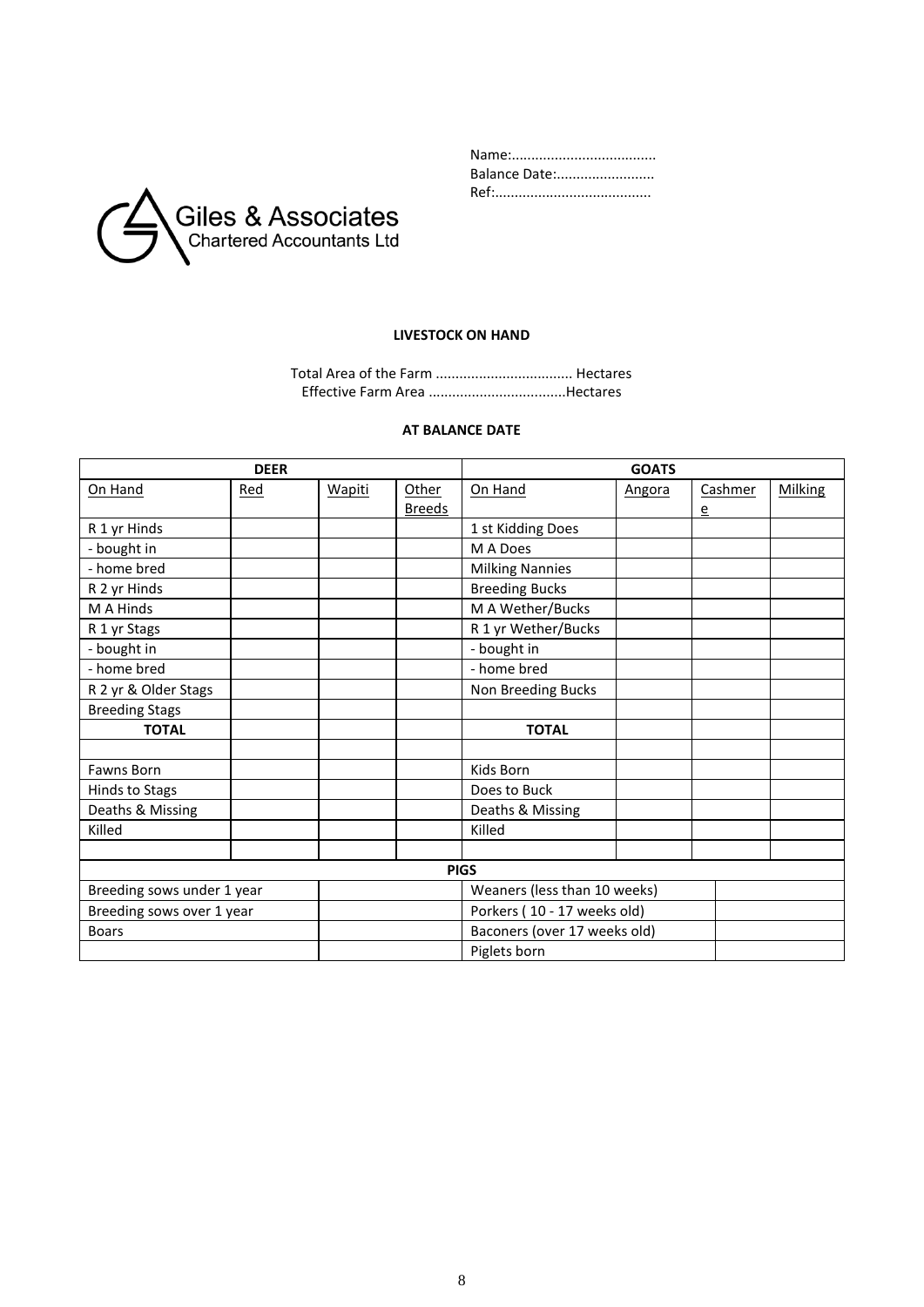Name:....................................
Balance Date:.........................
Ref:........................................

Giles & Associates
Chartered Accountants Ltd

**LIVESTOCK ON HAND**

Total Area of the Farm .................................. Hectares
Effective Farm Area ..................................Hectares

**AT BALANCE DATE**

| DEER | | | | GOATS | | | |
|---|---|---|---|---|---|---|---|
| On Hand | Red | Wapiti | Other Breeds | On Hand | Angora | Cashmere | Milking |
| R 1 yr Hinds | | | | 1 st Kidding Does | | | |
| - bought in | | | | M A Does | | | |
| - home bred | | | | Milking Nannies | | | |
| R 2 yr Hinds | | | | Breeding Bucks | | | |
| M A Hinds | | | | M A Wether/Bucks | | | |
| R 1 yr Stags | | | | R 1 yr Wether/Bucks | | | |
| - bought in | | | | - bought in | | | |
| - home bred | | | | - home bred | | | |
| R 2 yr & Older Stags | | | | Non Breeding Bucks | | | |
| Breeding Stags | | | | | | | |
| **TOTAL** | | | | **TOTAL** | | | |
| | | | | | | | |
| Fawns Born | | | | Kids Born | | | |
| Hinds to Stags | | | | Does to Buck | | | |
| Deaths & Missing | | | | Deaths & Missing | | | |
| Killed | | | | Killed | | | |

| PIGS | | | |
|---|---|---|---|
| Breeding sows under 1 year | | Weaners (less than 10 weeks) | |
| Breeding sows over 1 year | | Porkers ( 10 - 17 weeks old) | |
| Boars | | Baconers (over 17 weeks old) | |
| | | Piglets born | |